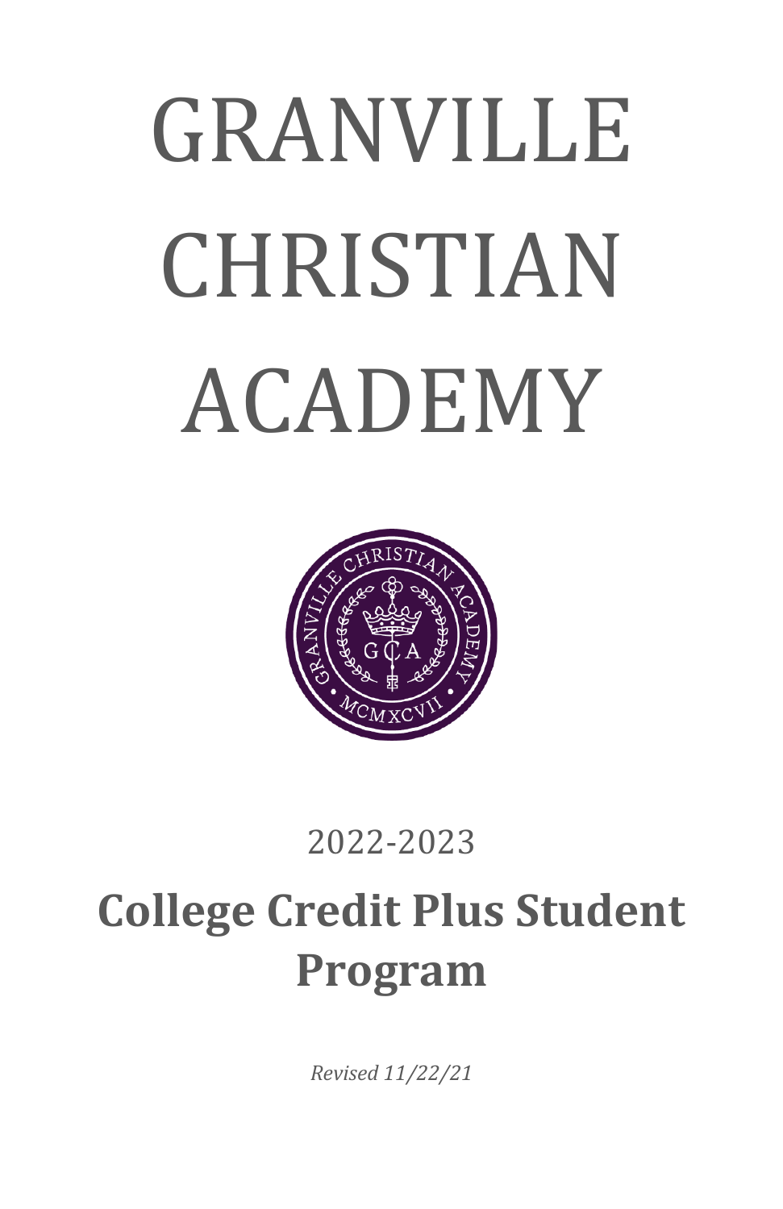# GRANVILLE CHRISTIAN ACADEMY

2022-2023

## College Credit Plus Student Program

*Revised 11/22/21*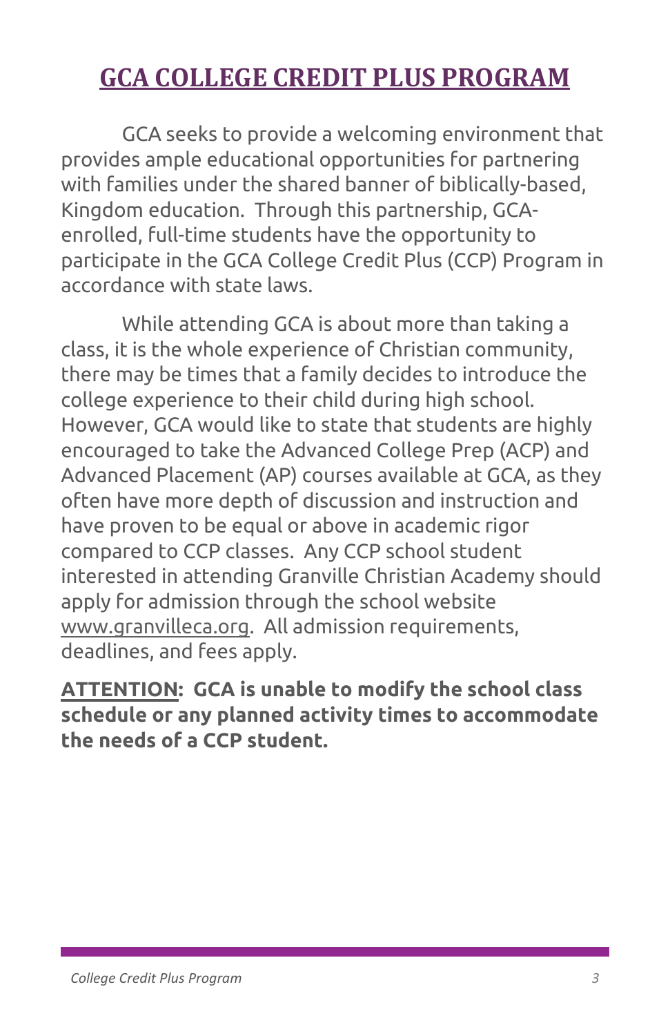# GCA COLLEGE CREDIT PLUS PROGRAM

GCA seeks to provide a welcoming environment that provides ample educational opportunities for partnering with families under the shared banner of biblically-based, Kingdom education. Through this partnership, GCA-enrolled, full-time students have the opportunity to participate in the GCA College Credit Plus (CCP) Program in accordance with state laws.

While attending GCA is about more than taking a class, it is the whole experience of Christian community, there may be times that a family decides to introduce the college experience to their child during high school. However, GCA would like to state that students are highly encouraged to take the Advanced College Prep (ACP) and Advanced Placement (AP) courses available at GCA, as they often have more depth of discussion and instruction and have proven to be equal or above in academic rigor compared to CCP classes. Any CCP school student interested in attending Granville Christian Academy should apply for admission through the school website www.granvilleca.org. All admission requirements, deadlines, and fees apply.

**ATTENTION: GCA is unable to modify the school class schedule or any planned activity times to accommodate the needs of a CCP student.**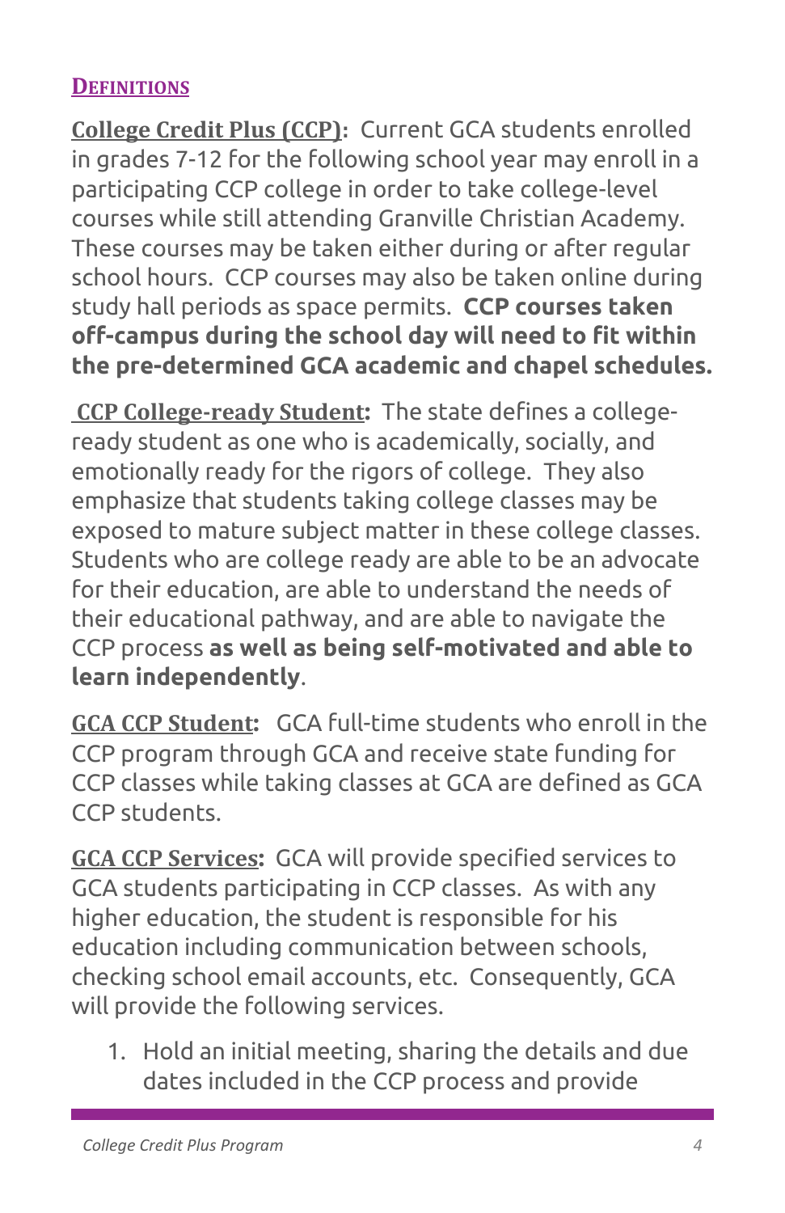## DEFINITIONS

**College Credit Plus (CCP):** Current GCA students enrolled in grades 7-12 for the following school year may enroll in a participating CCP college in order to take college-level courses while still attending Granville Christian Academy. These courses may be taken either during or after regular school hours. CCP courses may also be taken online during study hall periods as space permits. **CCP courses taken off-campus during the school day will need to fit within the pre-determined GCA academic and chapel schedules.**

**CCP College-ready Student:** The state defines a college-ready student as one who is academically, socially, and emotionally ready for the rigors of college. They also emphasize that students taking college classes may be exposed to mature subject matter in these college classes. Students who are college ready are able to be an advocate for their education, are able to understand the needs of their educational pathway, and are able to navigate the CCP process **as well as being self-motivated and able to learn independently**.

**GCA CCP Student:** GCA full-time students who enroll in the CCP program through GCA and receive state funding for CCP classes while taking classes at GCA are defined as GCA CCP students.

**GCA CCP Services:** GCA will provide specified services to GCA students participating in CCP classes. As with any higher education, the student is responsible for his education including communication between schools, checking school email accounts, etc. Consequently, GCA will provide the following services.

1. Hold an initial meeting, sharing the details and due dates included in the CCP process and provide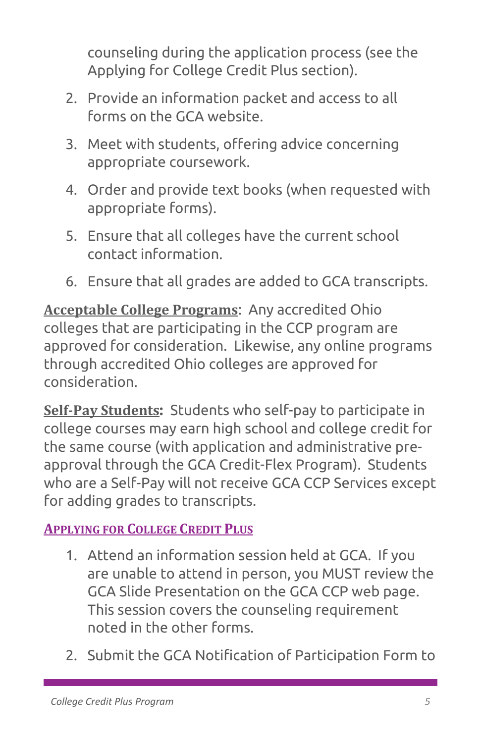counseling during the application process (see the Applying for College Credit Plus section).

2. Provide an information packet and access to all forms on the GCA website.

3. Meet with students, offering advice concerning appropriate coursework.

4. Order and provide text books (when requested with appropriate forms).

5. Ensure that all colleges have the current school contact information.

6. Ensure that all grades are added to GCA transcripts.

**Acceptable College Programs**: Any accredited Ohio colleges that are participating in the CCP program are approved for consideration. Likewise, any online programs through accredited Ohio colleges are approved for consideration.

**Self-Pay Students:** Students who self-pay to participate in college courses may earn high school and college credit for the same course (with application and administrative pre-approval through the GCA Credit-Flex Program). Students who are a Self-Pay will not receive GCA CCP Services except for adding grades to transcripts.

## Applying for College Credit Plus

1. Attend an information session held at GCA. If you are unable to attend in person, you MUST review the GCA Slide Presentation on the GCA CCP web page. This session covers the counseling requirement noted in the other forms.

2. Submit the GCA Notification of Participation Form to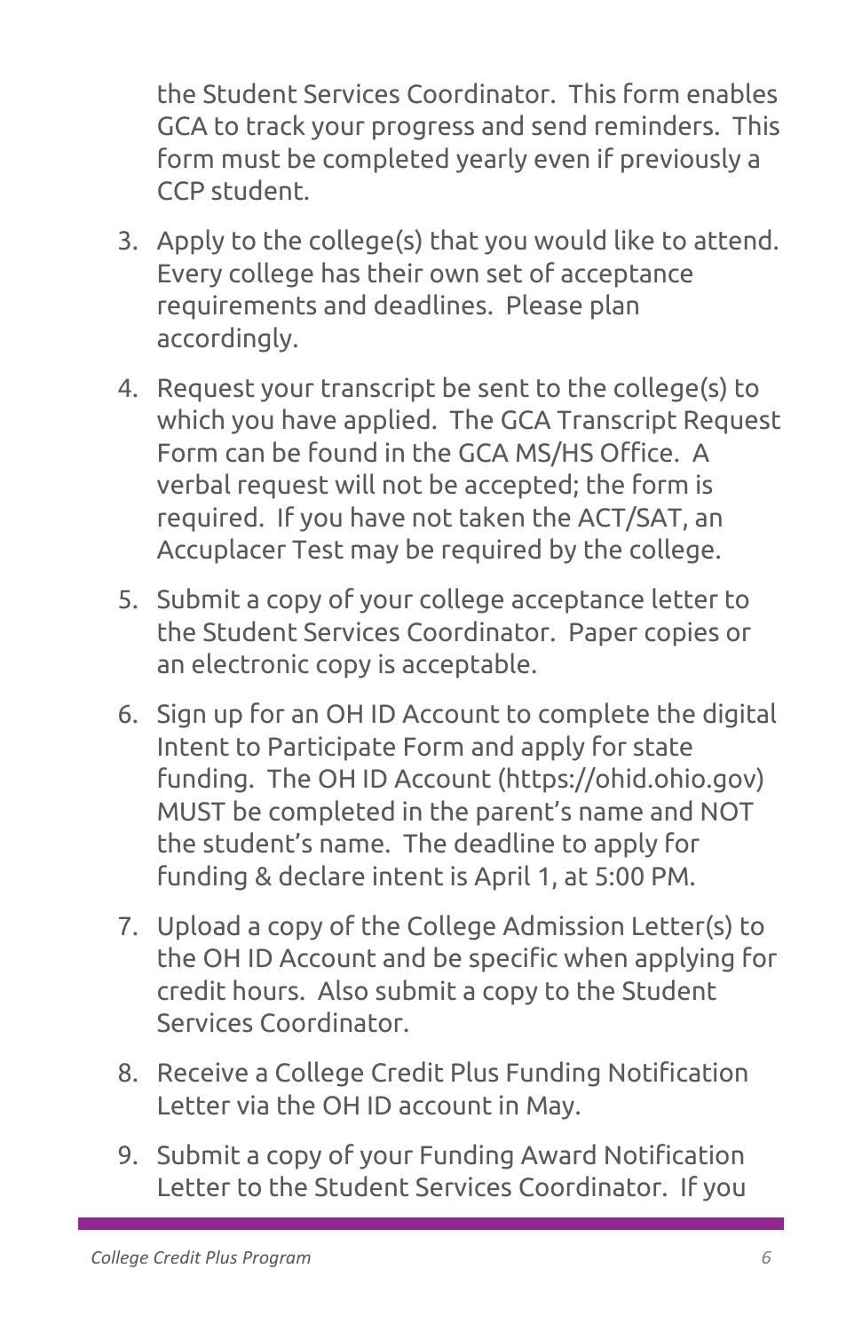the Student Services Coordinator. This form enables GCA to track your progress and send reminders. This form must be completed yearly even if previously a CCP student.

3. Apply to the college(s) that you would like to attend. Every college has their own set of acceptance requirements and deadlines. Please plan accordingly.
4. Request your transcript be sent to the college(s) to which you have applied. The GCA Transcript Request Form can be found in the GCA MS/HS Office. A verbal request will not be accepted; the form is required. If you have not taken the ACT/SAT, an Accuplacer Test may be required by the college.
5. Submit a copy of your college acceptance letter to the Student Services Coordinator. Paper copies or an electronic copy is acceptable.
6. Sign up for an OH ID Account to complete the digital Intent to Participate Form and apply for state funding. The OH ID Account (https://ohid.ohio.gov) MUST be completed in the parent's name and NOT the student's name. The deadline to apply for funding & declare intent is April 1, at 5:00 PM.
7. Upload a copy of the College Admission Letter(s) to the OH ID Account and be specific when applying for credit hours. Also submit a copy to the Student Services Coordinator.
8. Receive a College Credit Plus Funding Notification Letter via the OH ID account in May.
9. Submit a copy of your Funding Award Notification Letter to the Student Services Coordinator. If you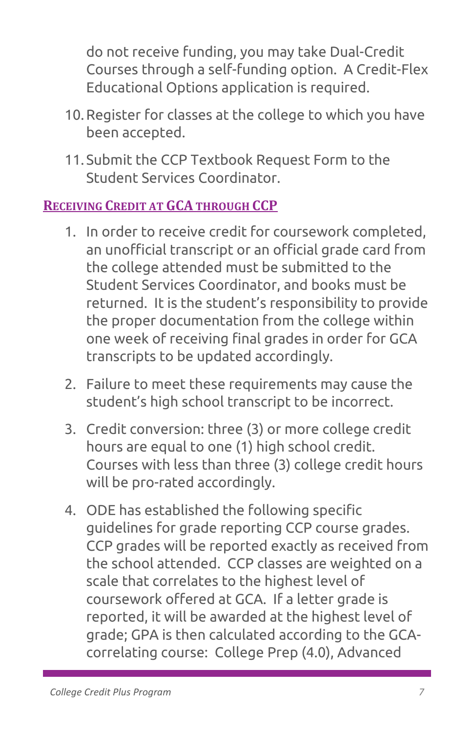do not receive funding, you may take Dual-Credit Courses through a self-funding option. A Credit-Flex Educational Options application is required.

10. Register for classes at the college to which you have been accepted.
11. Submit the CCP Textbook Request Form to the Student Services Coordinator.

## Receiving Credit at GCA through CCP

1. In order to receive credit for coursework completed, an unofficial transcript or an official grade card from the college attended must be submitted to the Student Services Coordinator, and books must be returned. It is the student's responsibility to provide the proper documentation from the college within one week of receiving final grades in order for GCA transcripts to be updated accordingly.
2. Failure to meet these requirements may cause the student's high school transcript to be incorrect.
3. Credit conversion: three (3) or more college credit hours are equal to one (1) high school credit. Courses with less than three (3) college credit hours will be pro-rated accordingly.
4. ODE has established the following specific guidelines for grade reporting CCP course grades. CCP grades will be reported exactly as received from the school attended. CCP classes are weighted on a scale that correlates to the highest level of coursework offered at GCA. If a letter grade is reported, it will be awarded at the highest level of grade; GPA is then calculated according to the GCA-correlating course: College Prep (4.0), Advanced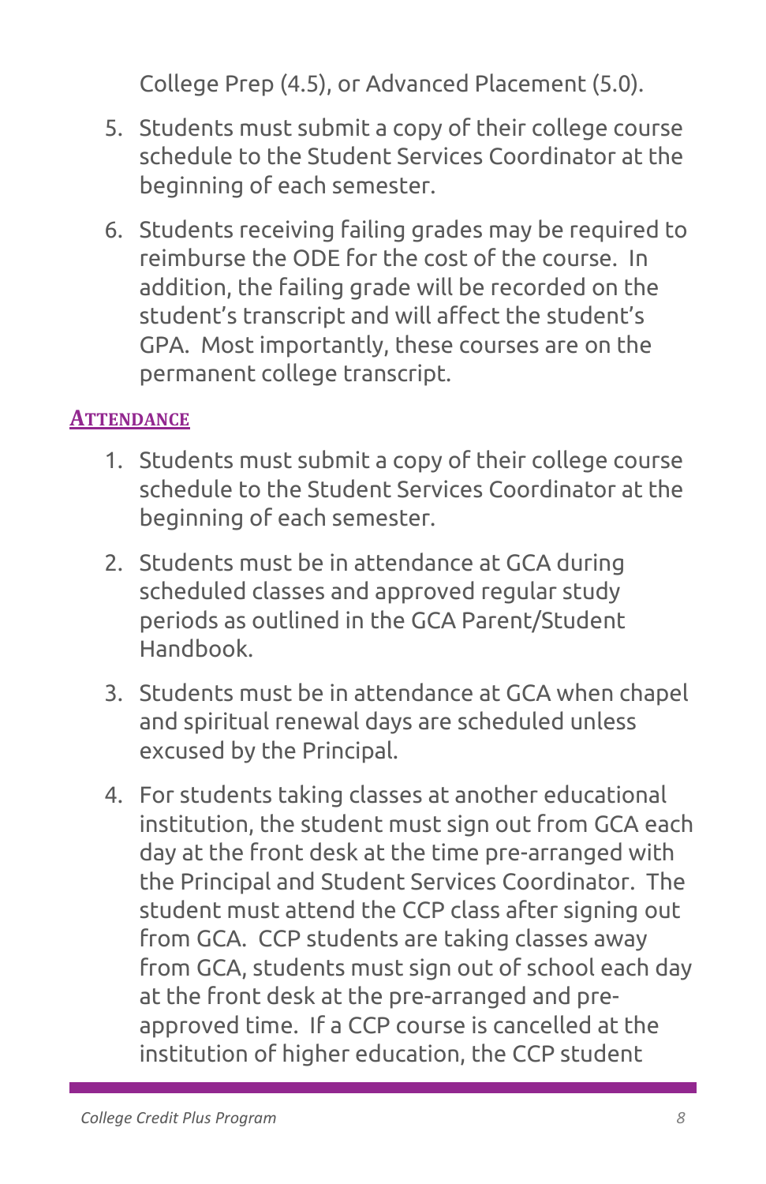College Prep (4.5), or Advanced Placement (5.0).

5. Students must submit a copy of their college course schedule to the Student Services Coordinator at the beginning of each semester.
6. Students receiving failing grades may be required to reimburse the ODE for the cost of the course. In addition, the failing grade will be recorded on the student's transcript and will affect the student's GPA. Most importantly, these courses are on the permanent college transcript.

## Attendance

1. Students must submit a copy of their college course schedule to the Student Services Coordinator at the beginning of each semester.
2. Students must be in attendance at GCA during scheduled classes and approved regular study periods as outlined in the GCA Parent/Student Handbook.
3. Students must be in attendance at GCA when chapel and spiritual renewal days are scheduled unless excused by the Principal.
4. For students taking classes at another educational institution, the student must sign out from GCA each day at the front desk at the time pre-arranged with the Principal and Student Services Coordinator. The student must attend the CCP class after signing out from GCA. CCP students are taking classes away from GCA, students must sign out of school each day at the front desk at the pre-arranged and pre-approved time. If a CCP course is cancelled at the institution of higher education, the CCP student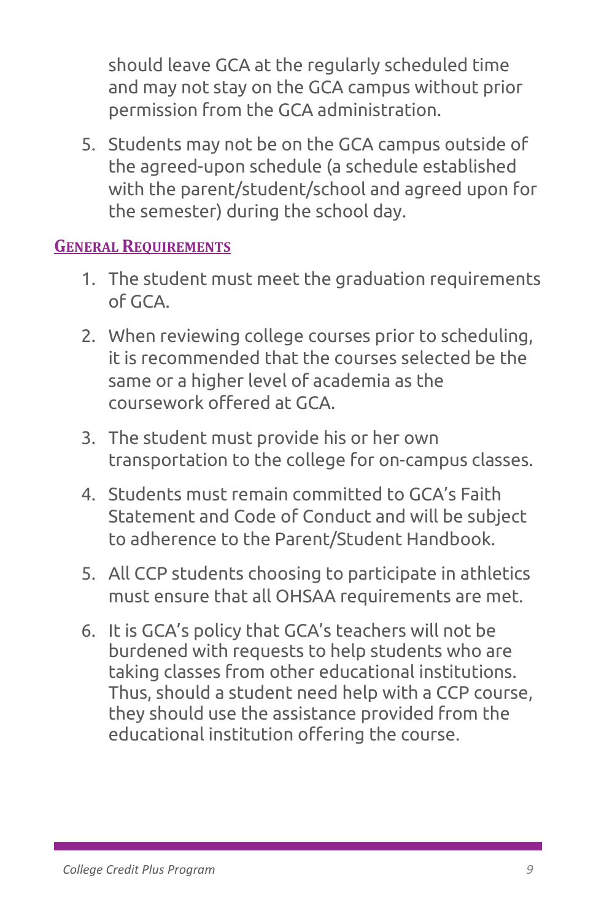should leave GCA at the regularly scheduled time and may not stay on the GCA campus without prior permission from the GCA administration.

5. Students may not be on the GCA campus outside of the agreed-upon schedule (a schedule established with the parent/student/school and agreed upon for the semester) during the school day.

## General Requirements

1. The student must meet the graduation requirements of GCA.
2. When reviewing college courses prior to scheduling, it is recommended that the courses selected be the same or a higher level of academia as the coursework offered at GCA.
3. The student must provide his or her own transportation to the college for on-campus classes.
4. Students must remain committed to GCA's Faith Statement and Code of Conduct and will be subject to adherence to the Parent/Student Handbook.
5. All CCP students choosing to participate in athletics must ensure that all OHSAA requirements are met.
6. It is GCA's policy that GCA's teachers will not be burdened with requests to help students who are taking classes from other educational institutions. Thus, should a student need help with a CCP course, they should use the assistance provided from the educational institution offering the course.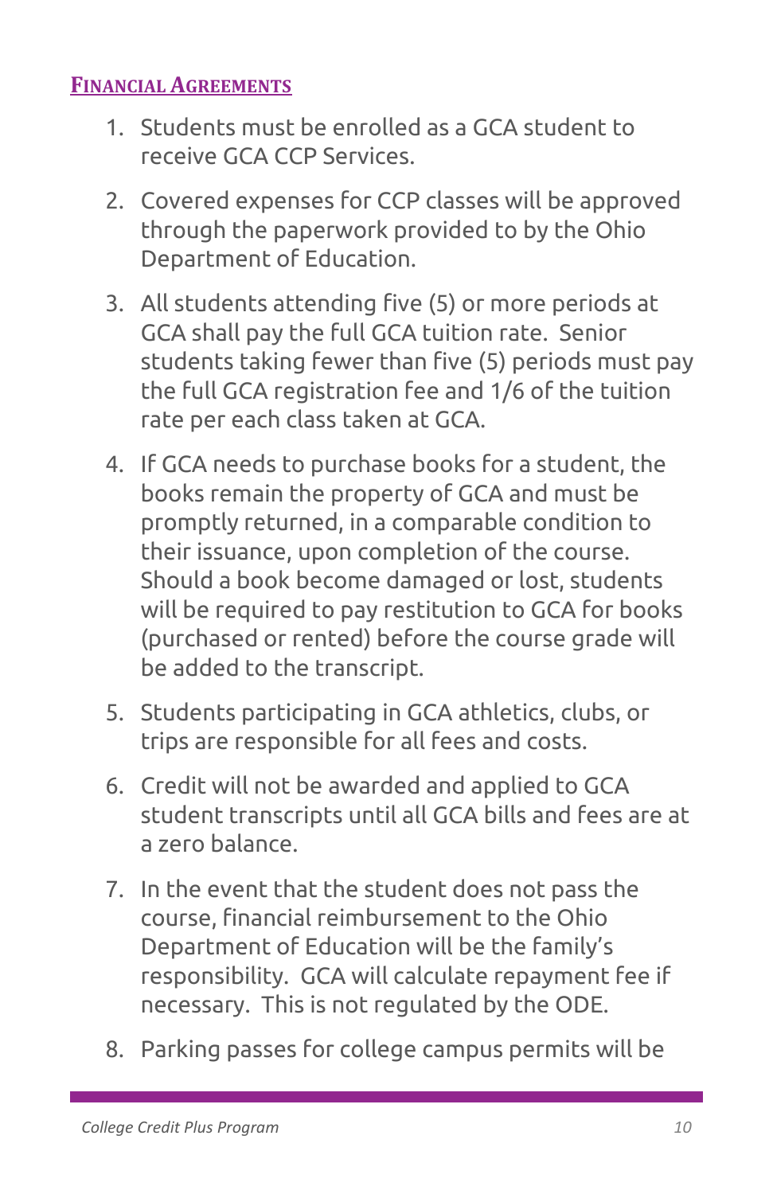## Financial Agreements

1. Students must be enrolled as a GCA student to receive GCA CCP Services.
2. Covered expenses for CCP classes will be approved through the paperwork provided to by the Ohio Department of Education.
3. All students attending five (5) or more periods at GCA shall pay the full GCA tuition rate. Senior students taking fewer than five (5) periods must pay the full GCA registration fee and 1/6 of the tuition rate per each class taken at GCA.
4. If GCA needs to purchase books for a student, the books remain the property of GCA and must be promptly returned, in a comparable condition to their issuance, upon completion of the course. Should a book become damaged or lost, students will be required to pay restitution to GCA for books (purchased or rented) before the course grade will be added to the transcript.
5. Students participating in GCA athletics, clubs, or trips are responsible for all fees and costs.
6. Credit will not be awarded and applied to GCA student transcripts until all GCA bills and fees are at a zero balance.
7. In the event that the student does not pass the course, financial reimbursement to the Ohio Department of Education will be the family's responsibility. GCA will calculate repayment fee if necessary. This is not regulated by the ODE.
8. Parking passes for college campus permits will be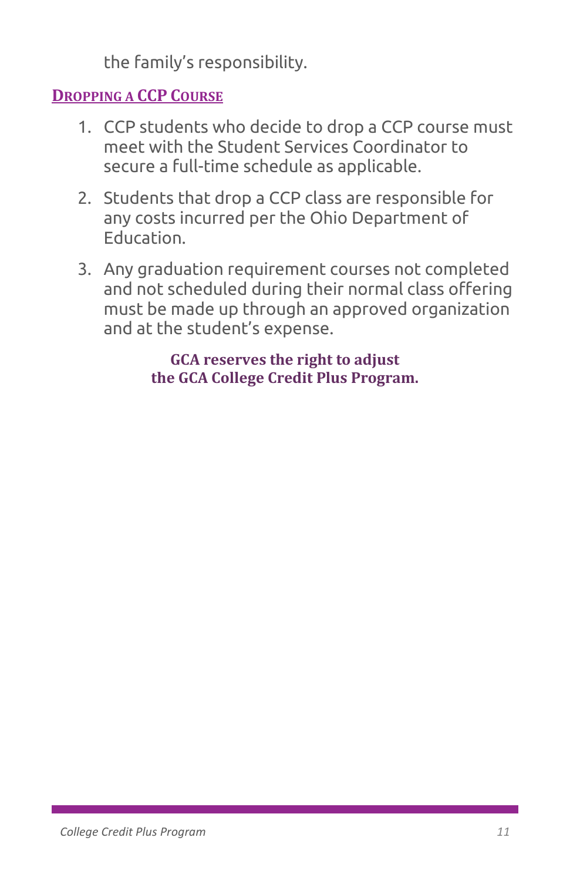the family's responsibility.

## Dropping a CCP Course

1. CCP students who decide to drop a CCP course must meet with the Student Services Coordinator to secure a full-time schedule as applicable.
2. Students that drop a CCP class are responsible for any costs incurred per the Ohio Department of Education.
3. Any graduation requirement courses not completed and not scheduled during their normal class offering must be made up through an approved organization and at the student's expense.

**GCA reserves the right to adjust the GCA College Credit Plus Program.**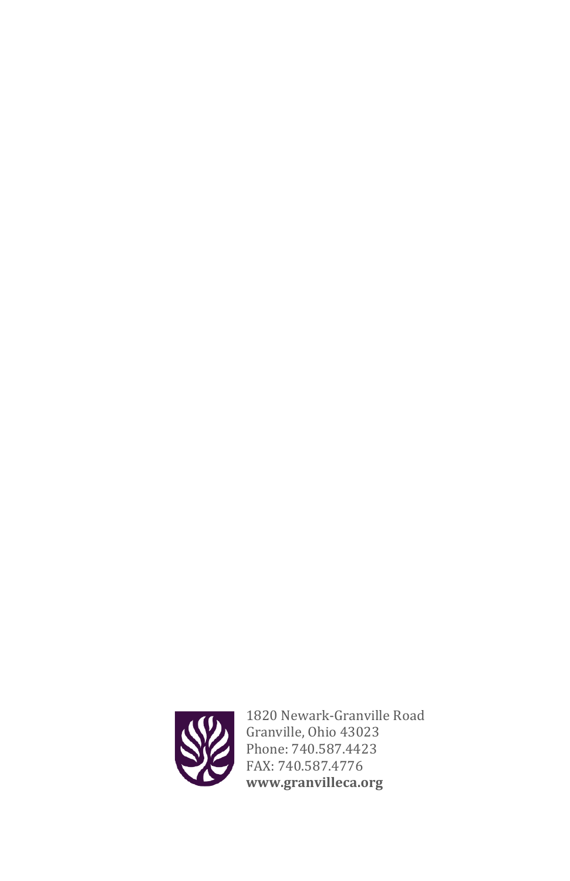1820 Newark-Granville Road
Granville, Ohio 43023
Phone: 740.587.4423
FAX: 740.587.4776
**www.granvilleca.org**